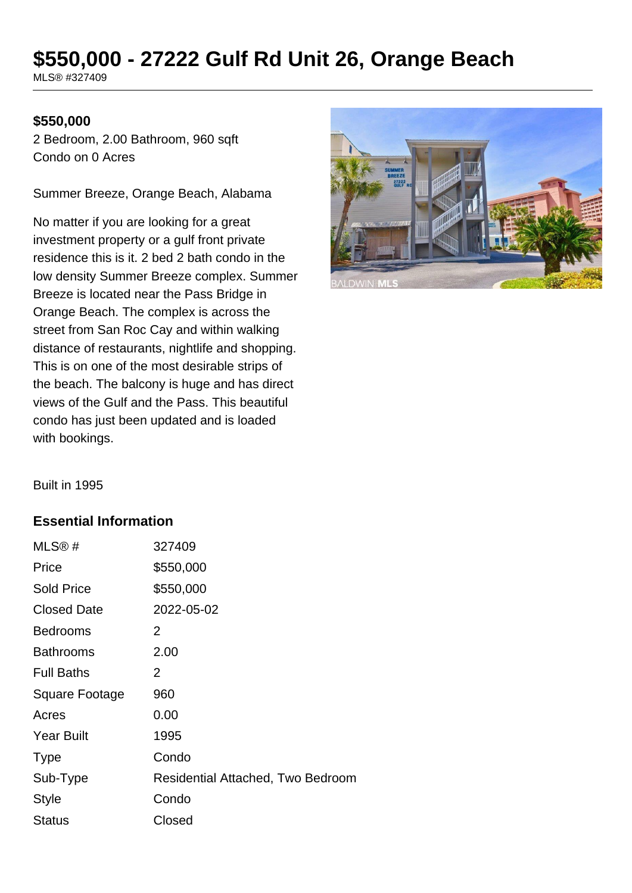# $550,000 - 27222 Gulf Rd Unit 26, Orange Beach

MLS® #327409

**$550,000**

2 Bedroom, 2.00 Bathroom, 960 sqft
Condo on 0 Acres

Summer Breeze, Orange Beach, Alabama

No matter if you are looking for a great investment property or a gulf front private residence this is it. 2 bed 2 bath condo in the low density Summer Breeze complex. Summer Breeze is located near the Pass Bridge in Orange Beach. The complex is across the street from San Roc Cay and within walking distance of restaurants, nightlife and shopping. This is on one of the most desirable strips of the beach. The balcony is huge and has direct views of the Gulf and the Pass. This beautiful condo has just been updated and is loaded with bookings.

Built in 1995

### Essential Information

| | |
|---|---|
| MLS® # | 327409 |
| Price | $550,000 |
| Sold Price | $550,000 |
| Closed Date | 2022-05-02 |
| Bedrooms | 2 |
| Bathrooms | 2.00 |
| Full Baths | 2 |
| Square Footage | 960 |
| Acres | 0.00 |
| Year Built | 1995 |
| Type | Condo |
| Sub-Type | Residential Attached, Two Bedroom |
| Style | Condo |
| Status | Closed |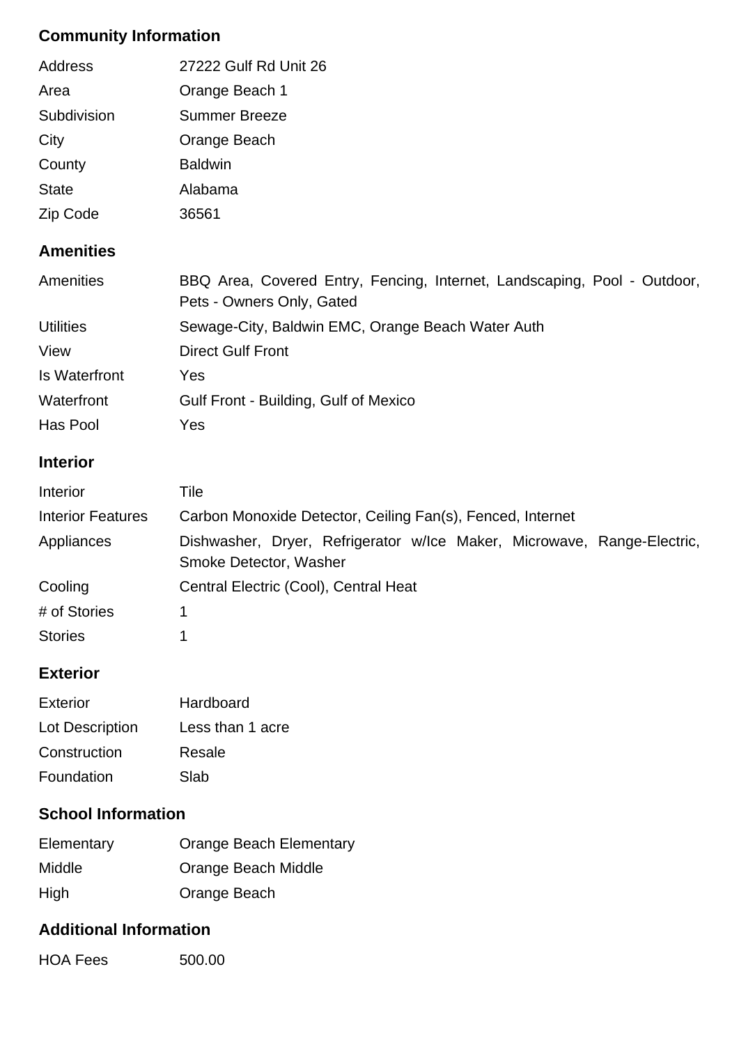## Community Information

| | |
|---|---|
| Address | 27222 Gulf Rd Unit 26 |
| Area | Orange Beach 1 |
| Subdivision | Summer Breeze |
| City | Orange Beach |
| County | Baldwin |
| State | Alabama |
| Zip Code | 36561 |

## Amenities

| | |
|---|---|
| Amenities | BBQ Area, Covered Entry, Fencing, Internet, Landscaping, Pool - Outdoor, Pets - Owners Only, Gated |
| Utilities | Sewage-City, Baldwin EMC, Orange Beach Water Auth |
| View | Direct Gulf Front |
| Is Waterfront | Yes |
| Waterfront | Gulf Front - Building, Gulf of Mexico |
| Has Pool | Yes |

## Interior

| | |
|---|---|
| Interior | Tile |
| Interior Features | Carbon Monoxide Detector, Ceiling Fan(s), Fenced, Internet |
| Appliances | Dishwasher, Dryer, Refrigerator w/Ice Maker, Microwave, Range-Electric, Smoke Detector, Washer |
| Cooling | Central Electric (Cool), Central Heat |
| # of Stories | 1 |
| Stories | 1 |

## Exterior

| | |
|---|---|
| Exterior | Hardboard |
| Lot Description | Less than 1 acre |
| Construction | Resale |
| Foundation | Slab |

## School Information

| | |
|---|---|
| Elementary | Orange Beach Elementary |
| Middle | Orange Beach Middle |
| High | Orange Beach |

## Additional Information

| | |
|---|---|
| HOA Fees | 500.00 |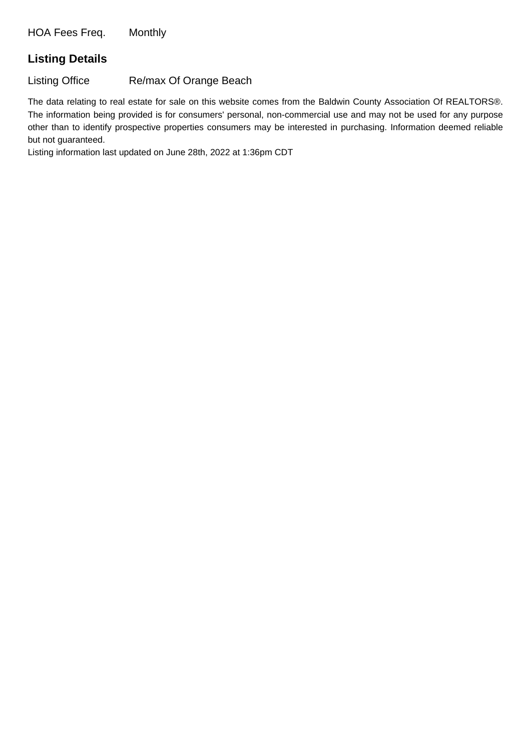| | |
|---|---|
| HOA Fees Freq. | Monthly |

## Listing Details

| | |
|---|---|
| Listing Office | Re/max Of Orange Beach |

The data relating to real estate for sale on this website comes from the Baldwin County Association Of REALTORS®. The information being provided is for consumers' personal, non-commercial use and may not be used for any purpose other than to identify prospective properties consumers may be interested in purchasing. Information deemed reliable but not guaranteed.

Listing information last updated on June 28th, 2022 at 1:36pm CDT